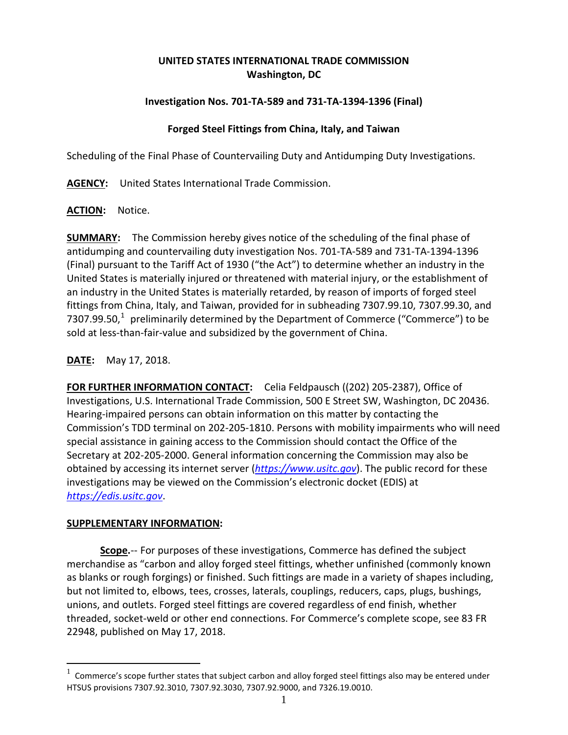# UNITED STATES INTERNATIONAL TRADE COMMISSION
## Washington, DC

### Investigation Nos. 701-TA-589 and 731-TA-1394-1396 (Final)

### Forged Steel Fittings from China, Italy, and Taiwan

Scheduling of the Final Phase of Countervailing Duty and Antidumping Duty Investigations.

**AGENCY:** United States International Trade Commission.

**ACTION:** Notice.

**SUMMARY:** The Commission hereby gives notice of the scheduling of the final phase of antidumping and countervailing duty investigation Nos. 701-TA-589 and 731-TA-1394-1396 (Final) pursuant to the Tariff Act of 1930 ("the Act") to determine whether an industry in the United States is materially injured or threatened with material injury, or the establishment of an industry in the United States is materially retarded, by reason of imports of forged steel fittings from China, Italy, and Taiwan, provided for in subheading 7307.99.10, 7307.99.30, and 7307.99.50,[1] preliminarily determined by the Department of Commerce ("Commerce") to be sold at less-than-fair-value and subsidized by the government of China.

**DATE:** May 17, 2018.

**FOR FURTHER INFORMATION CONTACT:** Celia Feldpausch ((202) 205-2387), Office of Investigations, U.S. International Trade Commission, 500 E Street SW, Washington, DC 20436. Hearing-impaired persons can obtain information on this matter by contacting the Commission's TDD terminal on 202-205-1810. Persons with mobility impairments who will need special assistance in gaining access to the Commission should contact the Office of the Secretary at 202-205-2000. General information concerning the Commission may also be obtained by accessing its internet server (*https://www.usitc.gov*). The public record for these investigations may be viewed on the Commission's electronic docket (EDIS) at *https://edis.usitc.gov*.

**SUPPLEMENTARY INFORMATION:**

**Scope.**-- For purposes of these investigations, Commerce has defined the subject merchandise as "carbon and alloy forged steel fittings, whether unfinished (commonly known as blanks or rough forgings) or finished. Such fittings are made in a variety of shapes including, but not limited to, elbows, tees, crosses, laterals, couplings, reducers, caps, plugs, bushings, unions, and outlets. Forged steel fittings are covered regardless of end finish, whether threaded, socket-weld or other end connections. For Commerce's complete scope, see 83 FR 22948, published on May 17, 2018.

---

[1] Commerce's scope further states that subject carbon and alloy forged steel fittings also may be entered under HTSUS provisions 7307.92.3010, 7307.92.3030, 7307.92.9000, and 7326.19.0010.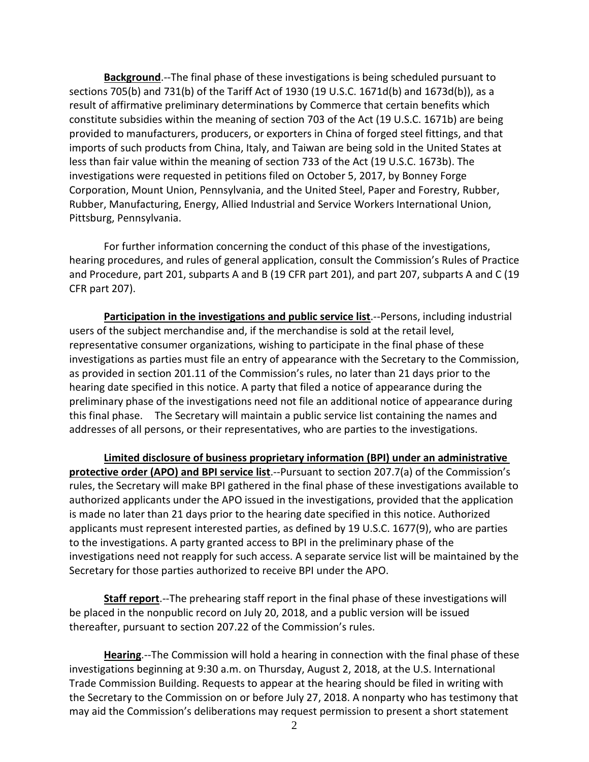**Background**.--The final phase of these investigations is being scheduled pursuant to sections 705(b) and 731(b) of the Tariff Act of 1930 (19 U.S.C. 1671d(b) and 1673d(b)), as a result of affirmative preliminary determinations by Commerce that certain benefits which constitute subsidies within the meaning of section 703 of the Act (19 U.S.C. 1671b) are being provided to manufacturers, producers, or exporters in China of forged steel fittings, and that imports of such products from China, Italy, and Taiwan are being sold in the United States at less than fair value within the meaning of section 733 of the Act (19 U.S.C. 1673b). The investigations were requested in petitions filed on October 5, 2017, by Bonney Forge Corporation, Mount Union, Pennsylvania, and the United Steel, Paper and Forestry, Rubber, Rubber, Manufacturing, Energy, Allied Industrial and Service Workers International Union, Pittsburg, Pennsylvania.

For further information concerning the conduct of this phase of the investigations, hearing procedures, and rules of general application, consult the Commission's Rules of Practice and Procedure, part 201, subparts A and B (19 CFR part 201), and part 207, subparts A and C (19 CFR part 207).

**Participation in the investigations and public service list**.--Persons, including industrial users of the subject merchandise and, if the merchandise is sold at the retail level, representative consumer organizations, wishing to participate in the final phase of these investigations as parties must file an entry of appearance with the Secretary to the Commission, as provided in section 201.11 of the Commission's rules, no later than 21 days prior to the hearing date specified in this notice. A party that filed a notice of appearance during the preliminary phase of the investigations need not file an additional notice of appearance during this final phase. The Secretary will maintain a public service list containing the names and addresses of all persons, or their representatives, who are parties to the investigations.

**Limited disclosure of business proprietary information (BPI) under an administrative protective order (APO) and BPI service list**.--Pursuant to section 207.7(a) of the Commission's rules, the Secretary will make BPI gathered in the final phase of these investigations available to authorized applicants under the APO issued in the investigations, provided that the application is made no later than 21 days prior to the hearing date specified in this notice. Authorized applicants must represent interested parties, as defined by 19 U.S.C. 1677(9), who are parties to the investigations. A party granted access to BPI in the preliminary phase of the investigations need not reapply for such access. A separate service list will be maintained by the Secretary for those parties authorized to receive BPI under the APO.

**Staff report**.--The prehearing staff report in the final phase of these investigations will be placed in the nonpublic record on July 20, 2018, and a public version will be issued thereafter, pursuant to section 207.22 of the Commission's rules.

**Hearing**.--The Commission will hold a hearing in connection with the final phase of these investigations beginning at 9:30 a.m. on Thursday, August 2, 2018, at the U.S. International Trade Commission Building. Requests to appear at the hearing should be filed in writing with the Secretary to the Commission on or before July 27, 2018. A nonparty who has testimony that may aid the Commission's deliberations may request permission to present a short statement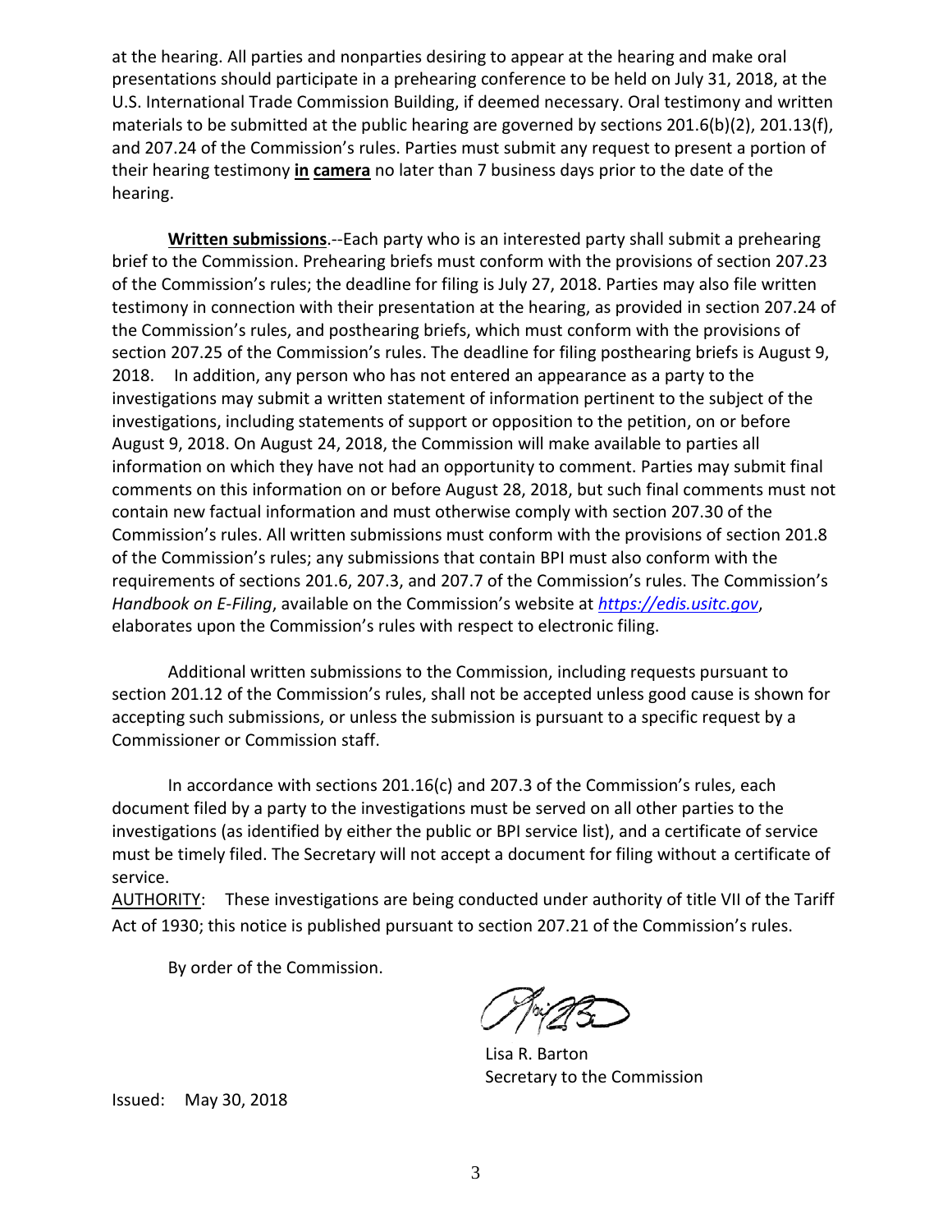at the hearing. All parties and nonparties desiring to appear at the hearing and make oral presentations should participate in a prehearing conference to be held on July 31, 2018, at the U.S. International Trade Commission Building, if deemed necessary. Oral testimony and written materials to be submitted at the public hearing are governed by sections 201.6(b)(2), 201.13(f), and 207.24 of the Commission's rules. Parties must submit any request to present a portion of their hearing testimony **in camera** no later than 7 business days prior to the date of the hearing.

**Written submissions**.--Each party who is an interested party shall submit a prehearing brief to the Commission. Prehearing briefs must conform with the provisions of section 207.23 of the Commission's rules; the deadline for filing is July 27, 2018. Parties may also file written testimony in connection with their presentation at the hearing, as provided in section 207.24 of the Commission's rules, and posthearing briefs, which must conform with the provisions of section 207.25 of the Commission's rules. The deadline for filing posthearing briefs is August 9, 2018. In addition, any person who has not entered an appearance as a party to the investigations may submit a written statement of information pertinent to the subject of the investigations, including statements of support or opposition to the petition, on or before August 9, 2018. On August 24, 2018, the Commission will make available to parties all information on which they have not had an opportunity to comment. Parties may submit final comments on this information on or before August 28, 2018, but such final comments must not contain new factual information and must otherwise comply with section 207.30 of the Commission's rules. All written submissions must conform with the provisions of section 201.8 of the Commission's rules; any submissions that contain BPI must also conform with the requirements of sections 201.6, 207.3, and 207.7 of the Commission's rules. The Commission's *Handbook on E-Filing*, available on the Commission's website at *https://edis.usitc.gov*, elaborates upon the Commission's rules with respect to electronic filing.

Additional written submissions to the Commission, including requests pursuant to section 201.12 of the Commission's rules, shall not be accepted unless good cause is shown for accepting such submissions, or unless the submission is pursuant to a specific request by a Commissioner or Commission staff.

In accordance with sections 201.16(c) and 207.3 of the Commission's rules, each document filed by a party to the investigations must be served on all other parties to the investigations (as identified by either the public or BPI service list), and a certificate of service must be timely filed. The Secretary will not accept a document for filing without a certificate of service.

AUTHORITY: These investigations are being conducted under authority of title VII of the Tariff Act of 1930; this notice is published pursuant to section 207.21 of the Commission's rules.

By order of the Commission.

Lisa R. Barton
Secretary to the Commission

Issued: May 30, 2018